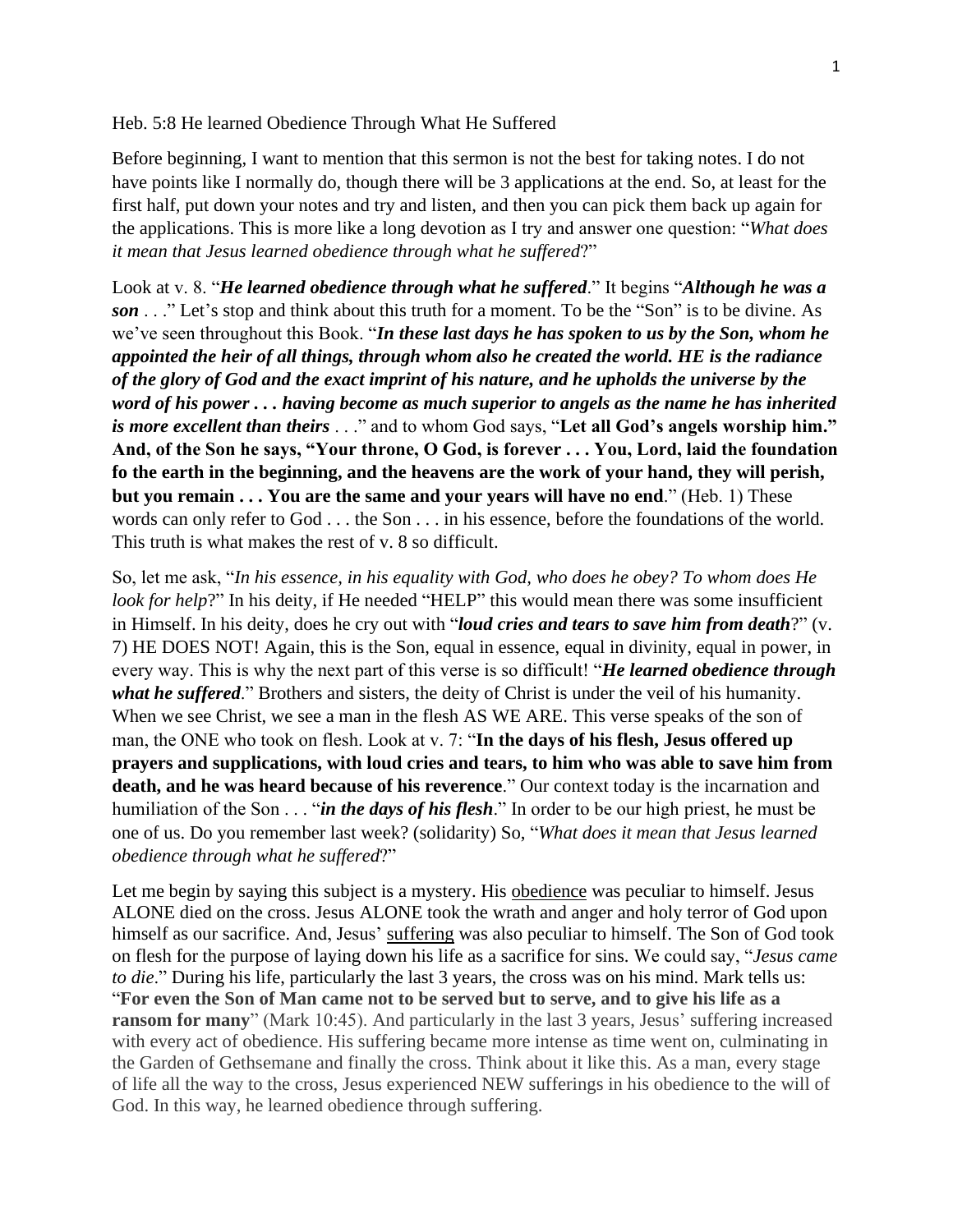Heb. 5:8 He learned Obedience Through What He Suffered

Before beginning, I want to mention that this sermon is not the best for taking notes. I do not have points like I normally do, though there will be 3 applications at the end. So, at least for the first half, put down your notes and try and listen, and then you can pick them back up again for the applications. This is more like a long devotion as I try and answer one question: "*What does it mean that Jesus learned obedience through what he suffered*?"

Look at v. 8. "***He learned obedience through what he suffered***." It begins "***Although he was a son*** . . ." Let's stop and think about this truth for a moment. To be the "Son" is to be divine. As we've seen throughout this Book. "***In these last days he has spoken to us by the Son, whom he appointed the heir of all things, through whom also he created the world. HE is the radiance of the glory of God and the exact imprint of his nature, and he upholds the universe by the word of his power . . . having become as much superior to angels as the name he has inherited is more excellent than theirs*** . . ." and to whom God says, "**Let all God's angels worship him." And, of the Son he says, "Your throne, O God, is forever . . . You, Lord, laid the foundation fo the earth in the beginning, and the heavens are the work of your hand, they will perish, but you remain . . . You are the same and your years will have no end**." (Heb. 1) These words can only refer to God . . . the Son . . . in his essence, before the foundations of the world. This truth is what makes the rest of v. 8 so difficult.

So, let me ask, "*In his essence, in his equality with God, who does he obey? To whom does He look for help*?" In his deity, if He needed "HELP" this would mean there was some insufficient in Himself. In his deity, does he cry out with "***loud cries and tears to save him from death***?" (v. 7) HE DOES NOT! Again, this is the Son, equal in essence, equal in divinity, equal in power, in every way. This is why the next part of this verse is so difficult! "***He learned obedience through what he suffered***." Brothers and sisters, the deity of Christ is under the veil of his humanity. When we see Christ, we see a man in the flesh AS WE ARE. This verse speaks of the son of man, the ONE who took on flesh. Look at v. 7: "**In the days of his flesh, Jesus offered up prayers and supplications, with loud cries and tears, to him who was able to save him from death, and he was heard because of his reverence**." Our context today is the incarnation and humiliation of the Son . . . "***in the days of his flesh***." In order to be our high priest, he must be one of us. Do you remember last week? (solidarity) So, "*What does it mean that Jesus learned obedience through what he suffered*?"

Let me begin by saying this subject is a mystery. His <u>obedience</u> was peculiar to himself. Jesus ALONE died on the cross. Jesus ALONE took the wrath and anger and holy terror of God upon himself as our sacrifice. And, Jesus' <u>suffering</u> was also peculiar to himself. The Son of God took on flesh for the purpose of laying down his life as a sacrifice for sins. We could say, "*Jesus came to die*." During his life, particularly the last 3 years, the cross was on his mind. Mark tells us: "**For even the Son of Man came not to be served but to serve, and to give his life as a ransom for many**" (Mark 10:45). And particularly in the last 3 years, Jesus' suffering increased with every act of obedience. His suffering became more intense as time went on, culminating in the Garden of Gethsemane and finally the cross. Think about it like this. As a man, every stage of life all the way to the cross, Jesus experienced NEW sufferings in his obedience to the will of God. In this way, he learned obedience through suffering.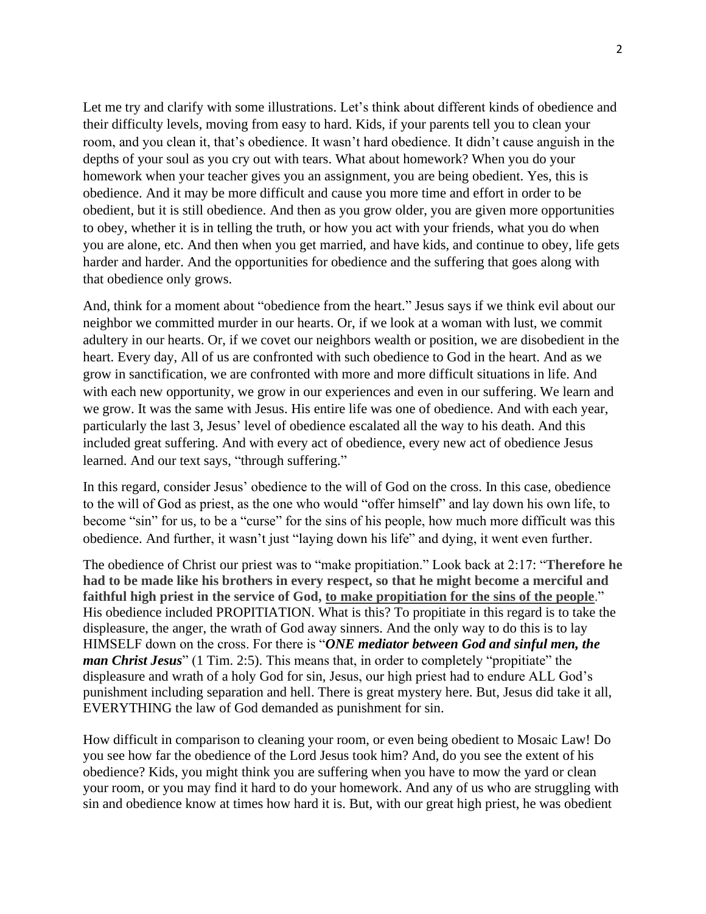Let me try and clarify with some illustrations. Let's think about different kinds of obedience and their difficulty levels, moving from easy to hard. Kids, if your parents tell you to clean your room, and you clean it, that's obedience. It wasn't hard obedience. It didn't cause anguish in the depths of your soul as you cry out with tears. What about homework? When you do your homework when your teacher gives you an assignment, you are being obedient. Yes, this is obedience. And it may be more difficult and cause you more time and effort in order to be obedient, but it is still obedience. And then as you grow older, you are given more opportunities to obey, whether it is in telling the truth, or how you act with your friends, what you do when you are alone, etc. And then when you get married, and have kids, and continue to obey, life gets harder and harder. And the opportunities for obedience and the suffering that goes along with that obedience only grows.

And, think for a moment about "obedience from the heart." Jesus says if we think evil about our neighbor we committed murder in our hearts. Or, if we look at a woman with lust, we commit adultery in our hearts. Or, if we covet our neighbors wealth or position, we are disobedient in the heart. Every day, All of us are confronted with such obedience to God in the heart. And as we grow in sanctification, we are confronted with more and more difficult situations in life. And with each new opportunity, we grow in our experiences and even in our suffering. We learn and we grow. It was the same with Jesus. His entire life was one of obedience. And with each year, particularly the last 3, Jesus' level of obedience escalated all the way to his death. And this included great suffering. And with every act of obedience, every new act of obedience Jesus learned. And our text says, "through suffering."

In this regard, consider Jesus' obedience to the will of God on the cross. In this case, obedience to the will of God as priest, as the one who would "offer himself" and lay down his own life, to become "sin" for us, to be a "curse" for the sins of his people, how much more difficult was this obedience. And further, it wasn't just "laying down his life" and dying, it went even further.

The obedience of Christ our priest was to "make propitiation." Look back at 2:17: "**Therefore he had to be made like his brothers in every respect, so that he might become a merciful and faithful high priest in the service of God, <u>to make propitiation for the sins of the people</u>**." His obedience included PROPITIATION. What is this? To propitiate in this regard is to take the displeasure, the anger, the wrath of God away sinners. And the only way to do this is to lay HIMSELF down on the cross. For there is "***ONE mediator between God and sinful men, the man Christ Jesus***" (1 Tim. 2:5). This means that, in order to completely "propitiate" the displeasure and wrath of a holy God for sin, Jesus, our high priest had to endure ALL God's punishment including separation and hell. There is great mystery here. But, Jesus did take it all, EVERYTHING the law of God demanded as punishment for sin.

How difficult in comparison to cleaning your room, or even being obedient to Mosaic Law! Do you see how far the obedience of the Lord Jesus took him? And, do you see the extent of his obedience? Kids, you might think you are suffering when you have to mow the yard or clean your room, or you may find it hard to do your homework. And any of us who are struggling with sin and obedience know at times how hard it is. But, with our great high priest, he was obedient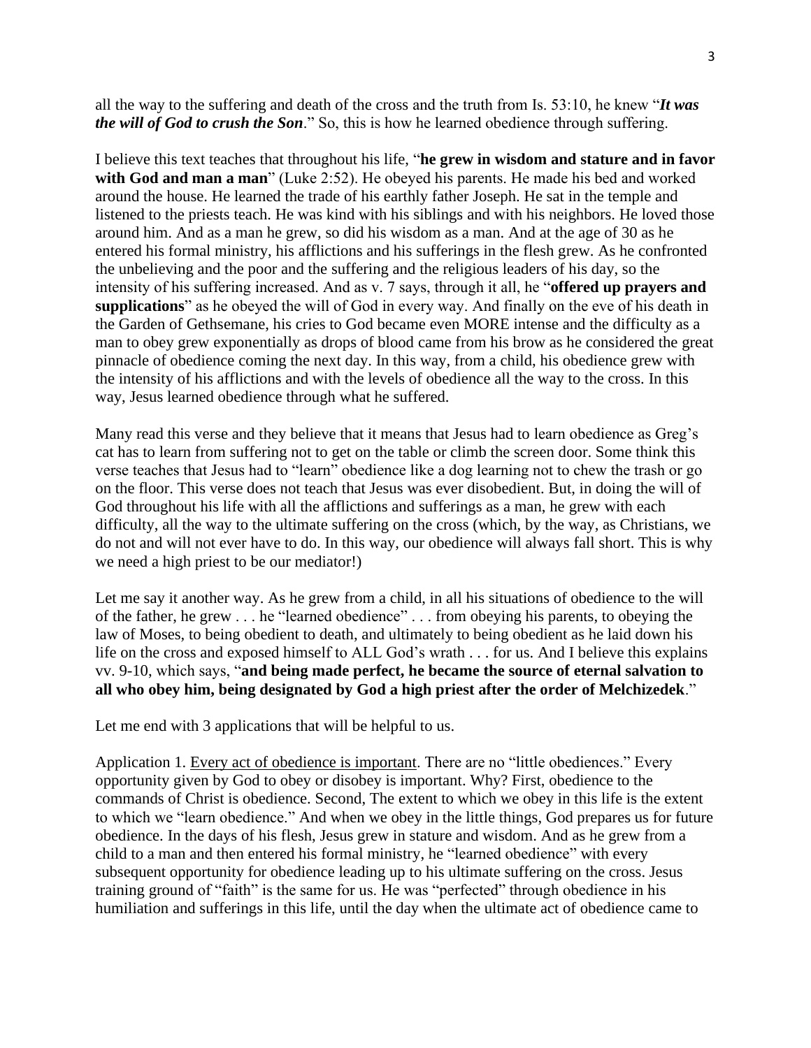all the way to the suffering and death of the cross and the truth from Is. 53:10, he knew "***It was the will of God to crush the Son***." So, this is how he learned obedience through suffering.

I believe this text teaches that throughout his life, "**he grew in wisdom and stature and in favor with God and man a man**" (Luke 2:52). He obeyed his parents. He made his bed and worked around the house. He learned the trade of his earthly father Joseph. He sat in the temple and listened to the priests teach. He was kind with his siblings and with his neighbors. He loved those around him. And as a man he grew, so did his wisdom as a man. And at the age of 30 as he entered his formal ministry, his afflictions and his sufferings in the flesh grew. As he confronted the unbelieving and the poor and the suffering and the religious leaders of his day, so the intensity of his suffering increased. And as v. 7 says, through it all, he "**offered up prayers and supplications**" as he obeyed the will of God in every way. And finally on the eve of his death in the Garden of Gethsemane, his cries to God became even MORE intense and the difficulty as a man to obey grew exponentially as drops of blood came from his brow as he considered the great pinnacle of obedience coming the next day. In this way, from a child, his obedience grew with the intensity of his afflictions and with the levels of obedience all the way to the cross. In this way, Jesus learned obedience through what he suffered.

Many read this verse and they believe that it means that Jesus had to learn obedience as Greg's cat has to learn from suffering not to get on the table or climb the screen door. Some think this verse teaches that Jesus had to "learn" obedience like a dog learning not to chew the trash or go on the floor. This verse does not teach that Jesus was ever disobedient. But, in doing the will of God throughout his life with all the afflictions and sufferings as a man, he grew with each difficulty, all the way to the ultimate suffering on the cross (which, by the way, as Christians, we do not and will not ever have to do. In this way, our obedience will always fall short. This is why we need a high priest to be our mediator!)

Let me say it another way. As he grew from a child, in all his situations of obedience to the will of the father, he grew . . . he "learned obedience" . . . from obeying his parents, to obeying the law of Moses, to being obedient to death, and ultimately to being obedient as he laid down his life on the cross and exposed himself to ALL God's wrath . . . for us. And I believe this explains vv. 9-10, which says, "**and being made perfect, he became the source of eternal salvation to all who obey him, being designated by God a high priest after the order of Melchizedek**."

Let me end with 3 applications that will be helpful to us.

Application 1. <u>Every act of obedience is important</u>. There are no "little obediences." Every opportunity given by God to obey or disobey is important. Why? First, obedience to the commands of Christ is obedience. Second, The extent to which we obey in this life is the extent to which we "learn obedience." And when we obey in the little things, God prepares us for future obedience. In the days of his flesh, Jesus grew in stature and wisdom. And as he grew from a child to a man and then entered his formal ministry, he "learned obedience" with every subsequent opportunity for obedience leading up to his ultimate suffering on the cross. Jesus training ground of "faith" is the same for us. He was "perfected" through obedience in his humiliation and sufferings in this life, until the day when the ultimate act of obedience came to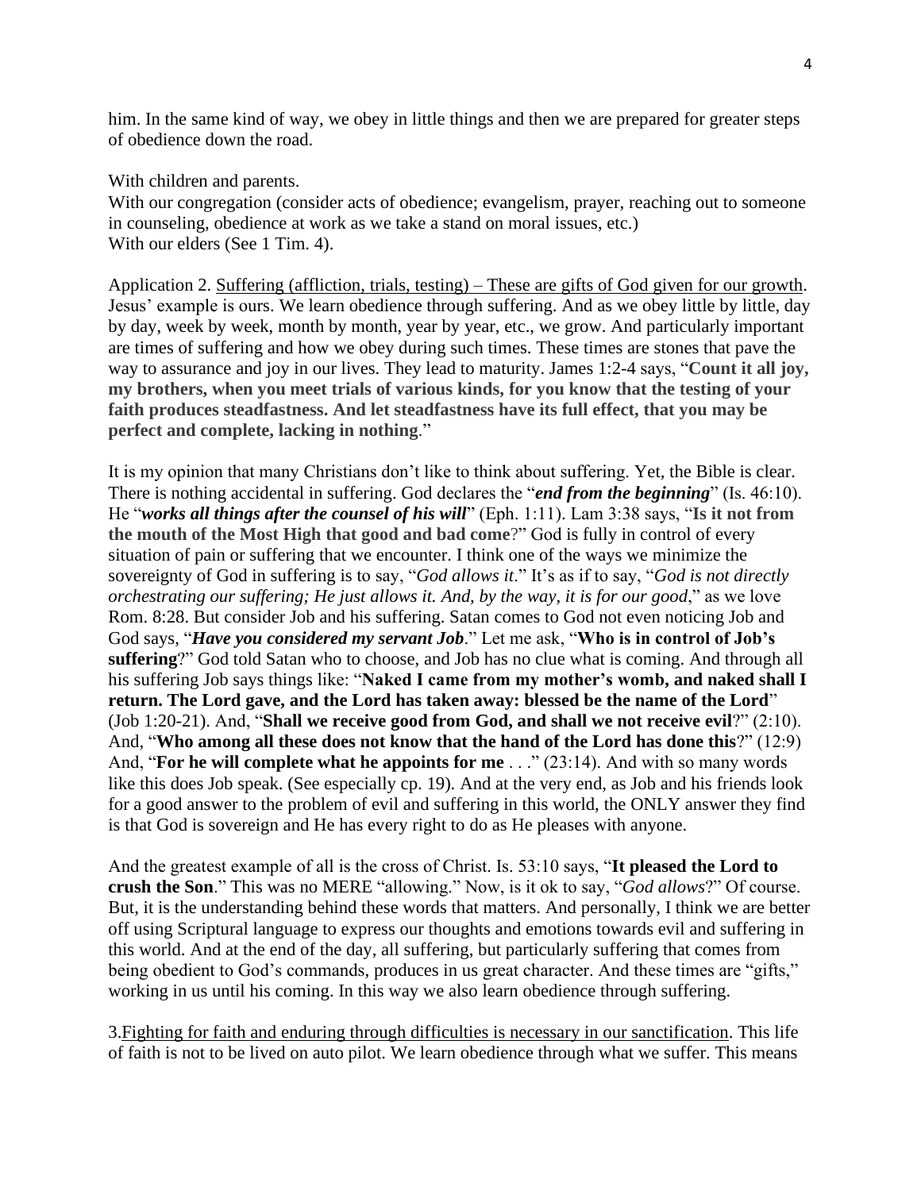him. In the same kind of way, we obey in little things and then we are prepared for greater steps of obedience down the road.

With children and parents.
With our congregation (consider acts of obedience; evangelism, prayer, reaching out to someone in counseling, obedience at work as we take a stand on moral issues, etc.)
With our elders (See 1 Tim. 4).

Application 2. <u>Suffering (affliction, trials, testing) – These are gifts of God given for our growth</u>. Jesus' example is ours. We learn obedience through suffering. And as we obey little by little, day by day, week by week, month by month, year by year, etc., we grow. And particularly important are times of suffering and how we obey during such times. These times are stones that pave the way to assurance and joy in our lives. They lead to maturity. James 1:2-4 says, "**Count it all joy, my brothers, when you meet trials of various kinds, for you know that the testing of your faith produces steadfastness. And let steadfastness have its full effect, that you may be perfect and complete, lacking in nothing**."

It is my opinion that many Christians don't like to think about suffering. Yet, the Bible is clear. There is nothing accidental in suffering. God declares the "***end from the beginning***" (Is. 46:10). He "***works all things after the counsel of his will***" (Eph. 1:11). Lam 3:38 says, "**Is it not from the mouth of the Most High that good and bad come**?" God is fully in control of every situation of pain or suffering that we encounter. I think one of the ways we minimize the sovereignty of God in suffering is to say, "*God allows it*." It's as if to say, "*God is not directly orchestrating our suffering; He just allows it. And, by the way, it is for our good*," as we love Rom. 8:28. But consider Job and his suffering. Satan comes to God not even noticing Job and God says, "***Have you considered my servant Job***." Let me ask, "**Who is in control of Job's suffering**?" God told Satan who to choose, and Job has no clue what is coming. And through all his suffering Job says things like: "**Naked I came from my mother's womb, and naked shall I return. The Lord gave, and the Lord has taken away: blessed be the name of the Lord**" (Job 1:20-21). And, "**Shall we receive good from God, and shall we not receive evil**?" (2:10). And, "**Who among all these does not know that the hand of the Lord has done this**?" (12:9) And, "**For he will complete what he appoints for me** . . ." (23:14). And with so many words like this does Job speak. (See especially cp. 19). And at the very end, as Job and his friends look for a good answer to the problem of evil and suffering in this world, the ONLY answer they find is that God is sovereign and He has every right to do as He pleases with anyone.

And the greatest example of all is the cross of Christ. Is. 53:10 says, "**It pleased the Lord to crush the Son**." This was no MERE "allowing." Now, is it ok to say, "*God allows*?" Of course. But, it is the understanding behind these words that matters. And personally, I think we are better off using Scriptural language to express our thoughts and emotions towards evil and suffering in this world. And at the end of the day, all suffering, but particularly suffering that comes from being obedient to God's commands, produces in us great character. And these times are "gifts," working in us until his coming. In this way we also learn obedience through suffering.

3.<u>Fighting for faith and enduring through difficulties is necessary in our sanctification</u>. This life of faith is not to be lived on auto pilot. We learn obedience through what we suffer. This means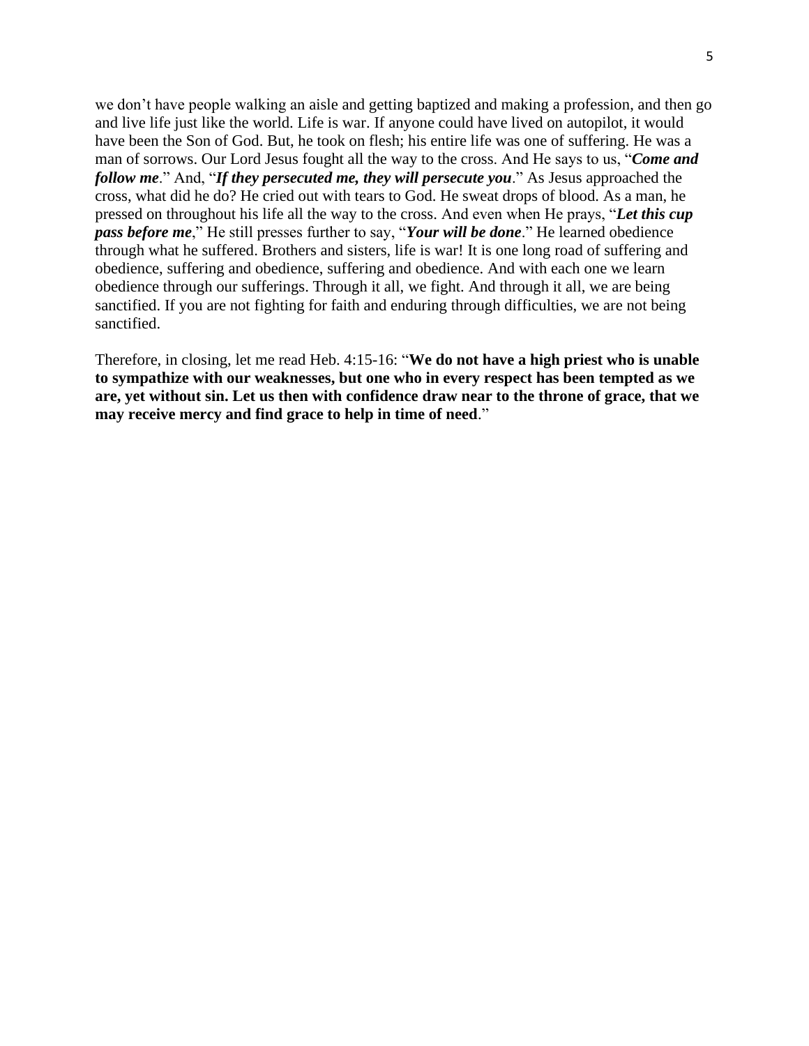we don't have people walking an aisle and getting baptized and making a profession, and then go and live life just like the world. Life is war. If anyone could have lived on autopilot, it would have been the Son of God. But, he took on flesh; his entire life was one of suffering. He was a man of sorrows. Our Lord Jesus fought all the way to the cross. And He says to us, "***Come and follow me***." And, "***If they persecuted me, they will persecute you***." As Jesus approached the cross, what did he do? He cried out with tears to God. He sweat drops of blood. As a man, he pressed on throughout his life all the way to the cross. And even when He prays, "***Let this cup pass before me***," He still presses further to say, "***Your will be done***." He learned obedience through what he suffered. Brothers and sisters, life is war! It is one long road of suffering and obedience, suffering and obedience, suffering and obedience. And with each one we learn obedience through our sufferings. Through it all, we fight. And through it all, we are being sanctified. If you are not fighting for faith and enduring through difficulties, we are not being sanctified.

Therefore, in closing, let me read Heb. 4:15-16: "**We do not have a high priest who is unable to sympathize with our weaknesses, but one who in every respect has been tempted as we are, yet without sin. Let us then with confidence draw near to the throne of grace, that we may receive mercy and find grace to help in time of need**."